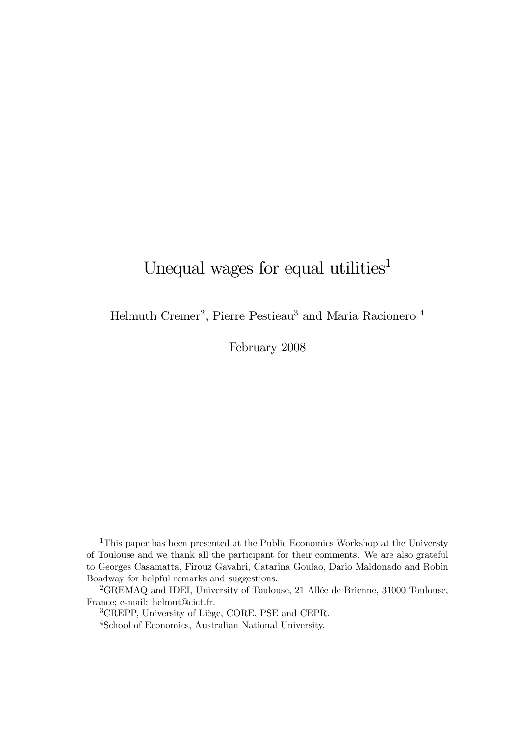# Unequal wages for equal utilities[1]

Helmuth Cremer[2], Pierre Pestieau[3] and Maria Racionero [4]

February 2008

[1]This paper has been presented at the Public Economics Workshop at the Universty of Toulouse and we thank all the participant for their comments. We are also grateful to Georges Casamatta, Firouz Gavahri, Catarina Goulao, Dario Maldonado and Robin Boadway for helpful remarks and suggestions.

[2]GREMAQ and IDEI, University of Toulouse, 21 Allée de Brienne, 31000 Toulouse, France; e-mail: helmut@cict.fr.

[3]CREPP, University of Liège, CORE, PSE and CEPR.

[4]School of Economics, Australian National University.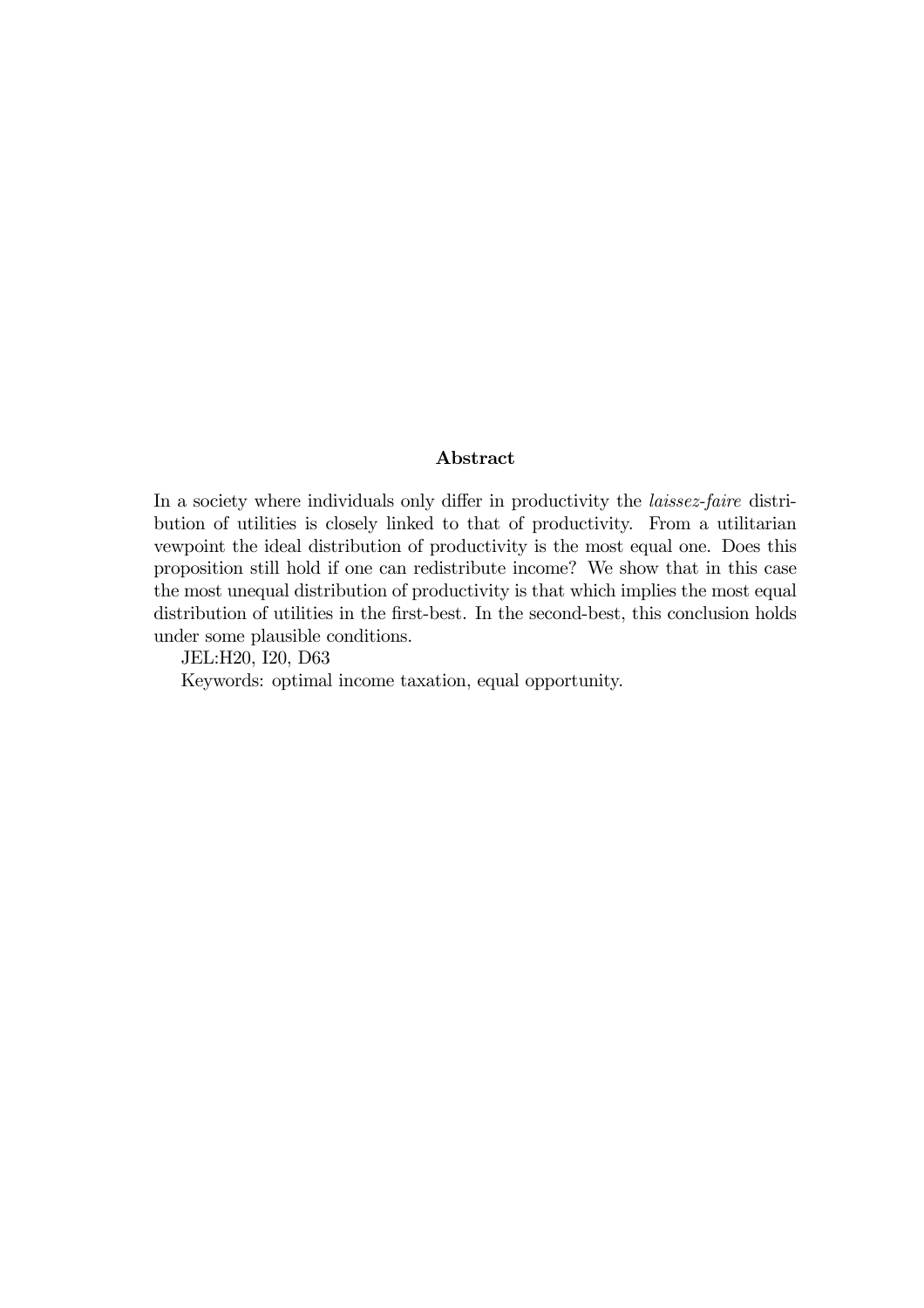**Abstract**

In a society where individuals only differ in productivity the *laissez-faire* distribution of utilities is closely linked to that of productivity. From a utilitarian vewpoint the ideal distribution of productivity is the most equal one. Does this proposition still hold if one can redistribute income? We show that in this case the most unequal distribution of productivity is that which implies the most equal distribution of utilities in the first-best. In the second-best, this conclusion holds under some plausible conditions.

JEL:H20, I20, D63

Keywords: optimal income taxation, equal opportunity.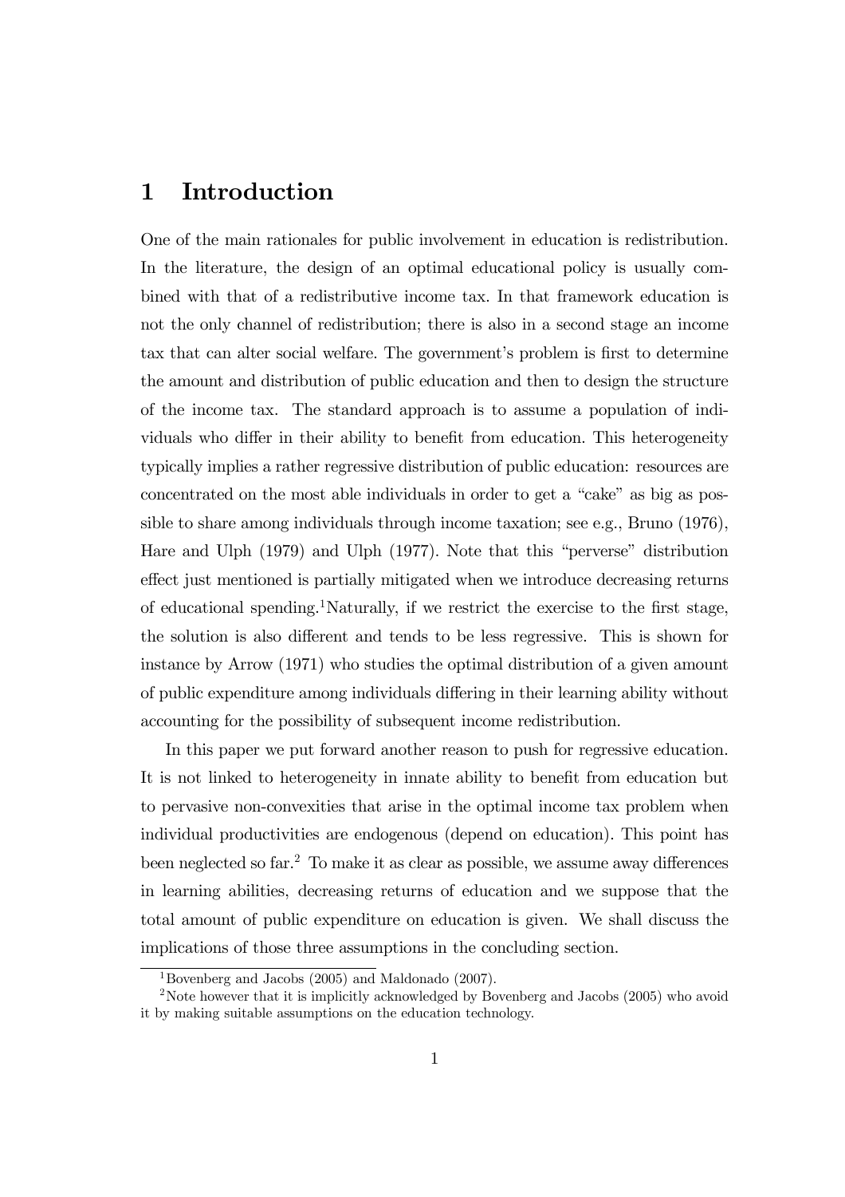# 1 Introduction

One of the main rationales for public involvement in education is redistribution. In the literature, the design of an optimal educational policy is usually combined with that of a redistributive income tax. In that framework education is not the only channel of redistribution; there is also in a second stage an income tax that can alter social welfare. The government's problem is first to determine the amount and distribution of public education and then to design the structure of the income tax. The standard approach is to assume a population of individuals who differ in their ability to benefit from education. This heterogeneity typically implies a rather regressive distribution of public education: resources are concentrated on the most able individuals in order to get a "cake" as big as possible to share among individuals through income taxation; see e.g., Bruno (1976), Hare and Ulph (1979) and Ulph (1977). Note that this "perverse" distribution effect just mentioned is partially mitigated when we introduce decreasing returns of educational spending.[1] Naturally, if we restrict the exercise to the first stage, the solution is also different and tends to be less regressive. This is shown for instance by Arrow (1971) who studies the optimal distribution of a given amount of public expenditure among individuals differing in their learning ability without accounting for the possibility of subsequent income redistribution.

In this paper we put forward another reason to push for regressive education. It is not linked to heterogeneity in innate ability to benefit from education but to pervasive non-convexities that arise in the optimal income tax problem when individual productivities are endogenous (depend on education). This point has been neglected so far.[2] To make it as clear as possible, we assume away differences in learning abilities, decreasing returns of education and we suppose that the total amount of public expenditure on education is given. We shall discuss the implications of those three assumptions in the concluding section.

[1] Bovenberg and Jacobs (2005) and Maldonado (2007).

[2] Note however that it is implicitly acknowledged by Bovenberg and Jacobs (2005) who avoid it by making suitable assumptions on the education technology.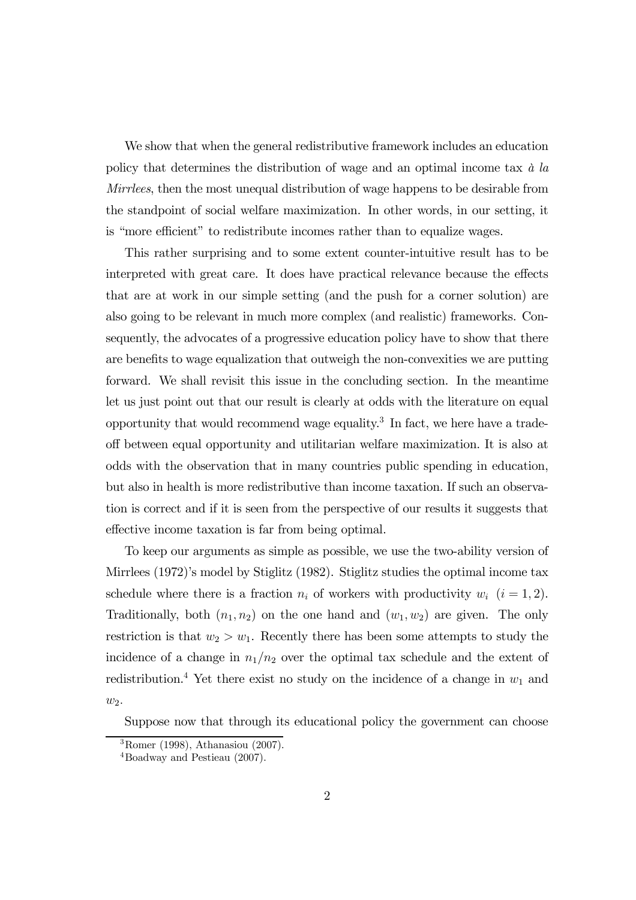We show that when the general redistributive framework includes an education policy that determines the distribution of wage and an optimal income tax *à la Mirrlees*, then the most unequal distribution of wage happens to be desirable from the standpoint of social welfare maximization. In other words, in our setting, it is "more efficient" to redistribute incomes rather than to equalize wages.

This rather surprising and to some extent counter-intuitive result has to be interpreted with great care. It does have practical relevance because the effects that are at work in our simple setting (and the push for a corner solution) are also going to be relevant in much more complex (and realistic) frameworks. Consequently, the advocates of a progressive education policy have to show that there are benefits to wage equalization that outweigh the non-convexities we are putting forward. We shall revisit this issue in the concluding section. In the meantime let us just point out that our result is clearly at odds with the literature on equal opportunity that would recommend wage equality.[3] In fact, we here have a tradeoff between equal opportunity and utilitarian welfare maximization. It is also at odds with the observation that in many countries public spending in education, but also in health is more redistributive than income taxation. If such an observation is correct and if it is seen from the perspective of our results it suggests that effective income taxation is far from being optimal.

To keep our arguments as simple as possible, we use the two-ability version of Mirrlees (1972)'s model by Stiglitz (1982). Stiglitz studies the optimal income tax schedule where there is a fraction $n_i$ of workers with productivity $w_i$ $(i = 1, 2)$. Traditionally, both $(n_1, n_2)$ on the one hand and $(w_1, w_2)$ are given. The only restriction is that $w_2 > w_1$. Recently there has been some attempts to study the incidence of a change in $n_1/n_2$ over the optimal tax schedule and the extent of redistribution.[4] Yet there exist no study on the incidence of a change in $w_1$ and $w_2$.

Suppose now that through its educational policy the government can choose

[3] Romer (1998), Athanasiou (2007).

[4] Boadway and Pestieau (2007).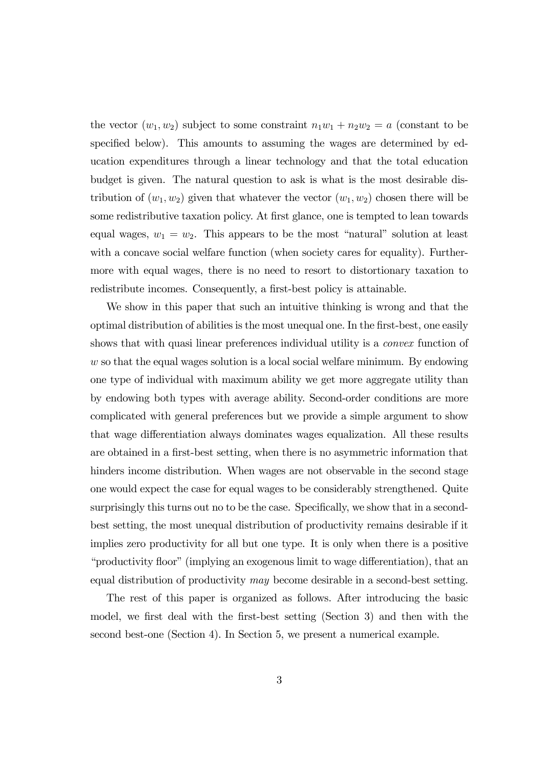the vector $(w_1, w_2)$ subject to some constraint $n_1w_1 + n_2w_2 = a$ (constant to be specified below). This amounts to assuming the wages are determined by education expenditures through a linear technology and that the total education budget is given. The natural question to ask is what is the most desirable distribution of $(w_1, w_2)$ given that whatever the vector $(w_1, w_2)$ chosen there will be some redistributive taxation policy. At first glance, one is tempted to lean towards equal wages, $w_1 = w_2$. This appears to be the most "natural" solution at least with a concave social welfare function (when society cares for equality). Furthermore with equal wages, there is no need to resort to distortionary taxation to redistribute incomes. Consequently, a first-best policy is attainable.

We show in this paper that such an intuitive thinking is wrong and that the optimal distribution of abilities is the most unequal one. In the first-best, one easily shows that with quasi linear preferences individual utility is a *convex* function of $w$ so that the equal wages solution is a local social welfare minimum. By endowing one type of individual with maximum ability we get more aggregate utility than by endowing both types with average ability. Second-order conditions are more complicated with general preferences but we provide a simple argument to show that wage differentiation always dominates wages equalization. All these results are obtained in a first-best setting, when there is no asymmetric information that hinders income distribution. When wages are not observable in the second stage one would expect the case for equal wages to be considerably strengthened. Quite surprisingly this turns out no to be the case. Specifically, we show that in a second-best setting, the most unequal distribution of productivity remains desirable if it implies zero productivity for all but one type. It is only when there is a positive "productivity floor" (implying an exogenous limit to wage differentiation), that an equal distribution of productivity *may* become desirable in a second-best setting.

The rest of this paper is organized as follows. After introducing the basic model, we first deal with the first-best setting (Section 3) and then with the second best-one (Section 4). In Section 5, we present a numerical example.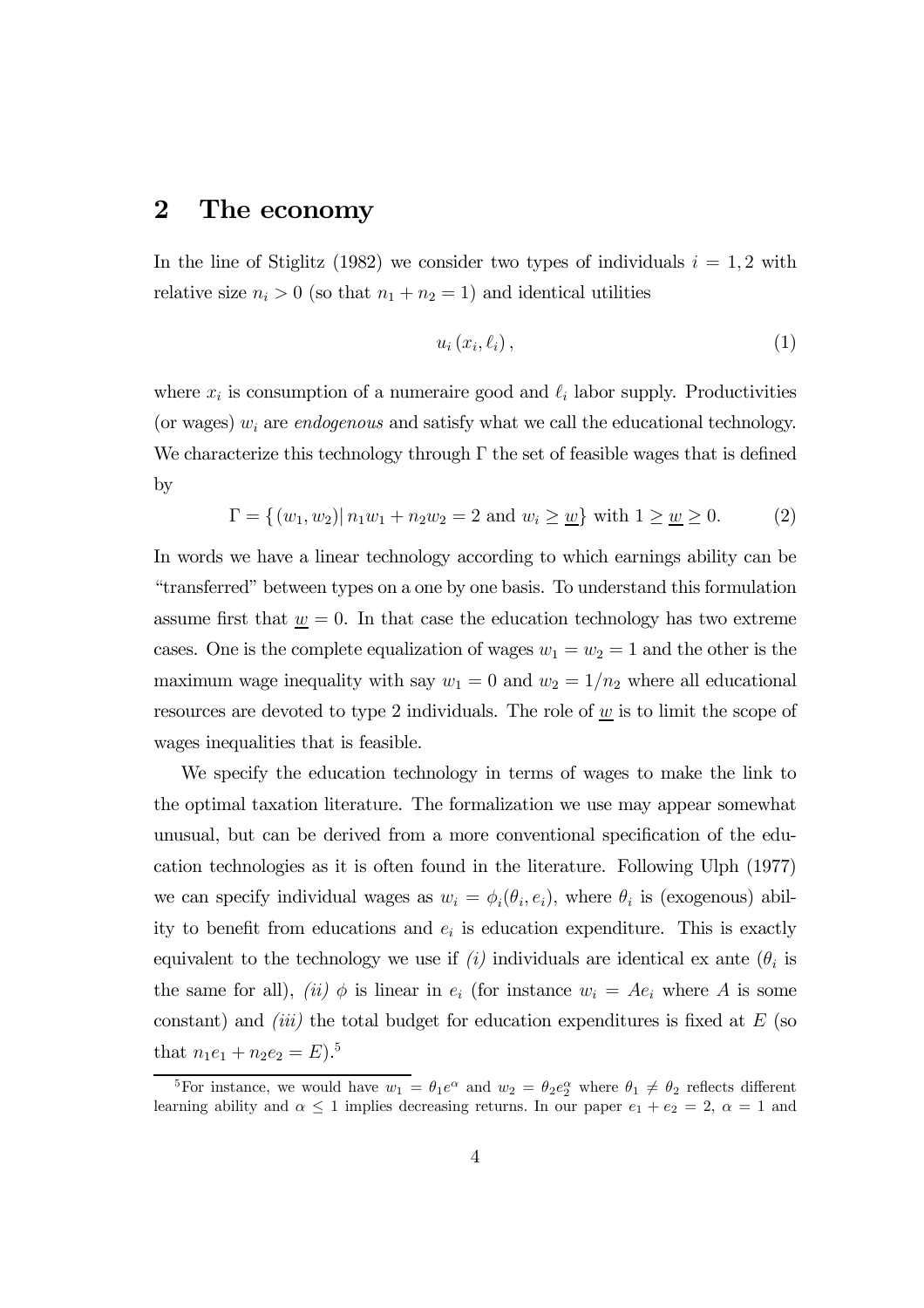## 2 The economy

In the line of Stiglitz (1982) we consider two types of individuals $i = 1, 2$ with relative size $n_i > 0$ (so that $n_1 + n_2 = 1$) and identical utilities

$$u_i(x_i, \ell_i), \tag{1}$$

where $x_i$ is consumption of a numeraire good and $\ell_i$ labor supply. Productivities (or wages) $w_i$ are *endogenous* and satisfy what we call the educational technology. We characterize this technology through $\Gamma$ the set of feasible wages that is defined by

$$\Gamma = \{(w_1, w_2) | \, n_1 w_1 + n_2 w_2 = 2 \text{ and } w_i \geq \underline{w}\} \text{ with } 1 \geq \underline{w} \geq 0. \tag{2}$$

In words we have a linear technology according to which earnings ability can be "transferred" between types on a one by one basis. To understand this formulation assume first that $\underline{w} = 0$. In that case the education technology has two extreme cases. One is the complete equalization of wages $w_1 = w_2 = 1$ and the other is the maximum wage inequality with say $w_1 = 0$ and $w_2 = 1/n_2$ where all educational resources are devoted to type 2 individuals. The role of $\underline{w}$ is to limit the scope of wages inequalities that is feasible.

We specify the education technology in terms of wages to make the link to the optimal taxation literature. The formalization we use may appear somewhat unusual, but can be derived from a more conventional specification of the education technologies as it is often found in the literature. Following Ulph (1977) we can specify individual wages as $w_i = \phi_i(\theta_i, e_i)$, where $\theta_i$ is (exogenous) ability to benefit from educations and $e_i$ is education expenditure. This is exactly equivalent to the technology we use if *(i)* individuals are identical ex ante ($\theta_i$ is the same for all), *(ii)* $\phi$ is linear in $e_i$ (for instance $w_i = Ae_i$ where $A$ is some constant) and *(iii)* the total budget for education expenditures is fixed at $E$ (so that $n_1 e_1 + n_2 e_2 = E$).[5]

[5] For instance, we would have $w_1 = \theta_1 e^{\alpha}$ and $w_2 = \theta_2 e_2^{\alpha}$ where $\theta_1 \neq \theta_2$ reflects different learning ability and $\alpha \leq 1$ implies decreasing returns. In our paper $e_1 + e_2 = 2$, $\alpha = 1$ and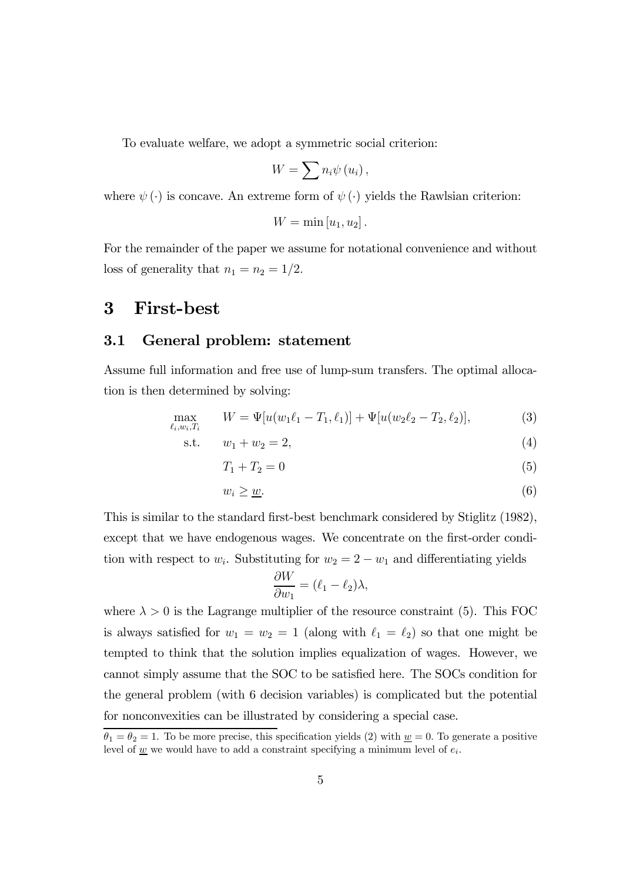To evaluate welfare, we adopt a symmetric social criterion:

$$W = \sum n_i \psi(u_i),$$

where $\psi(\cdot)$ is concave. An extreme form of $\psi(\cdot)$ yields the Rawlsian criterion:

$$W = \min[u_1, u_2].$$

For the remainder of the paper we assume for notational convenience and without loss of generality that $n_1 = n_2 = 1/2$.

# 3 First-best

## 3.1 General problem: statement

Assume full information and free use of lump-sum transfers. The optimal allocation is then determined by solving:

$$\max_{\ell_i, w_i, T_i} \quad W = \Psi[u(w_1\ell_1 - T_1, \ell_1)] + \Psi[u(w_2\ell_2 - T_2, \ell_2)], \tag{3}$$

$$\text{s.t.} \quad w_1 + w_2 = 2, \tag{4}$$

$$T_1 + T_2 = 0 \tag{5}$$

$$w_i \geq \underline{w}. \tag{6}$$

This is similar to the standard first-best benchmark considered by Stiglitz (1982), except that we have endogenous wages. We concentrate on the first-order condition with respect to $w_i$. Substituting for $w_2 = 2 - w_1$ and differentiating yields

$$\frac{\partial W}{\partial w_1} = (\ell_1 - \ell_2)\lambda,$$

where $\lambda > 0$ is the Lagrange multiplier of the resource constraint (5). This FOC is always satisfied for $w_1 = w_2 = 1$ (along with $\ell_1 = \ell_2$) so that one might be tempted to think that the solution implies equalization of wages. However, we cannot simply assume that the SOC to be satisfied here. The SOCs condition for the general problem (with 6 decision variables) is complicated but the potential for nonconvexities can be illustrated by considering a special case.

$\theta_1 = \theta_2 = 1$. To be more precise, this specification yields (2) with $\underline{w} = 0$. To generate a positive level of $\underline{w}$ we would have to add a constraint specifying a minimum level of $e_i$.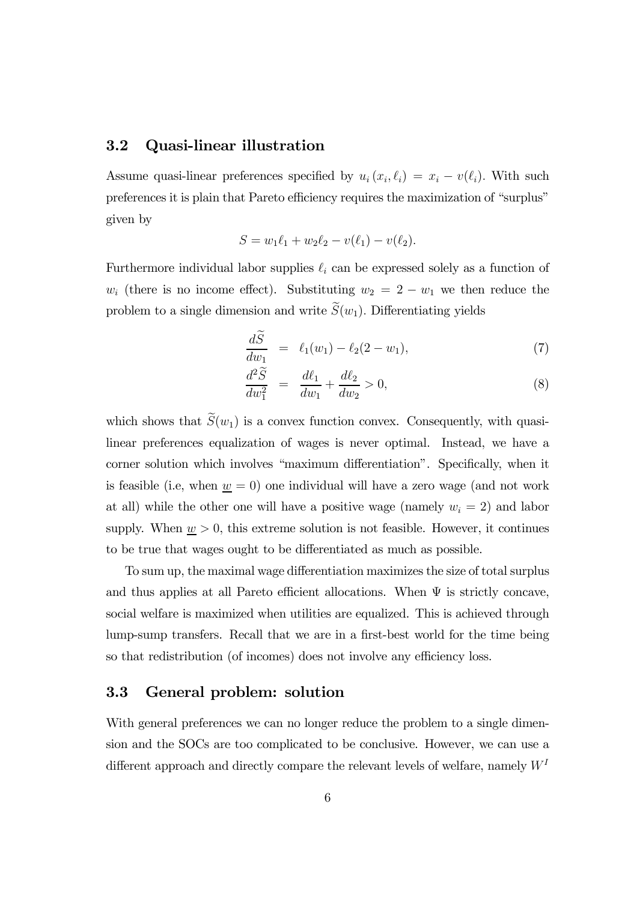## 3.2 Quasi-linear illustration

Assume quasi-linear preferences specified by $u_i(x_i, \ell_i) = x_i - v(\ell_i)$. With such preferences it is plain that Pareto efficiency requires the maximization of "surplus" given by

$$S = w_1\ell_1 + w_2\ell_2 - v(\ell_1) - v(\ell_2).$$

Furthermore individual labor supplies $\ell_i$ can be expressed solely as a function of $w_i$ (there is no income effect). Substituting $w_2 = 2 - w_1$ we then reduce the problem to a single dimension and write $\widetilde{S}(w_1)$. Differentiating yields

$$\frac{d\widetilde{S}}{dw_1} = \ell_1(w_1) - \ell_2(2 - w_1), \tag{7}$$

$$\frac{d^2\widetilde{S}}{dw_1^2} = \frac{d\ell_1}{dw_1} + \frac{d\ell_2}{dw_2} > 0, \tag{8}$$

which shows that $\widetilde{S}(w_1)$ is a convex function convex. Consequently, with quasi-linear preferences equalization of wages is never optimal. Instead, we have a corner solution which involves "maximum differentiation". Specifically, when it is feasible (i.e, when $\underline{w} = 0$) one individual will have a zero wage (and not work at all) while the other one will have a positive wage (namely $w_i = 2$) and labor supply. When $\underline{w} > 0$, this extreme solution is not feasible. However, it continues to be true that wages ought to be differentiated as much as possible.

To sum up, the maximal wage differentiation maximizes the size of total surplus and thus applies at all Pareto efficient allocations. When $\Psi$ is strictly concave, social welfare is maximized when utilities are equalized. This is achieved through lump-sump transfers. Recall that we are in a first-best world for the time being so that redistribution (of incomes) does not involve any efficiency loss.

## 3.3 General problem: solution

With general preferences we can no longer reduce the problem to a single dimension and the SOCs are too complicated to be conclusive. However, we can use a different approach and directly compare the relevant levels of welfare, namely $W^I$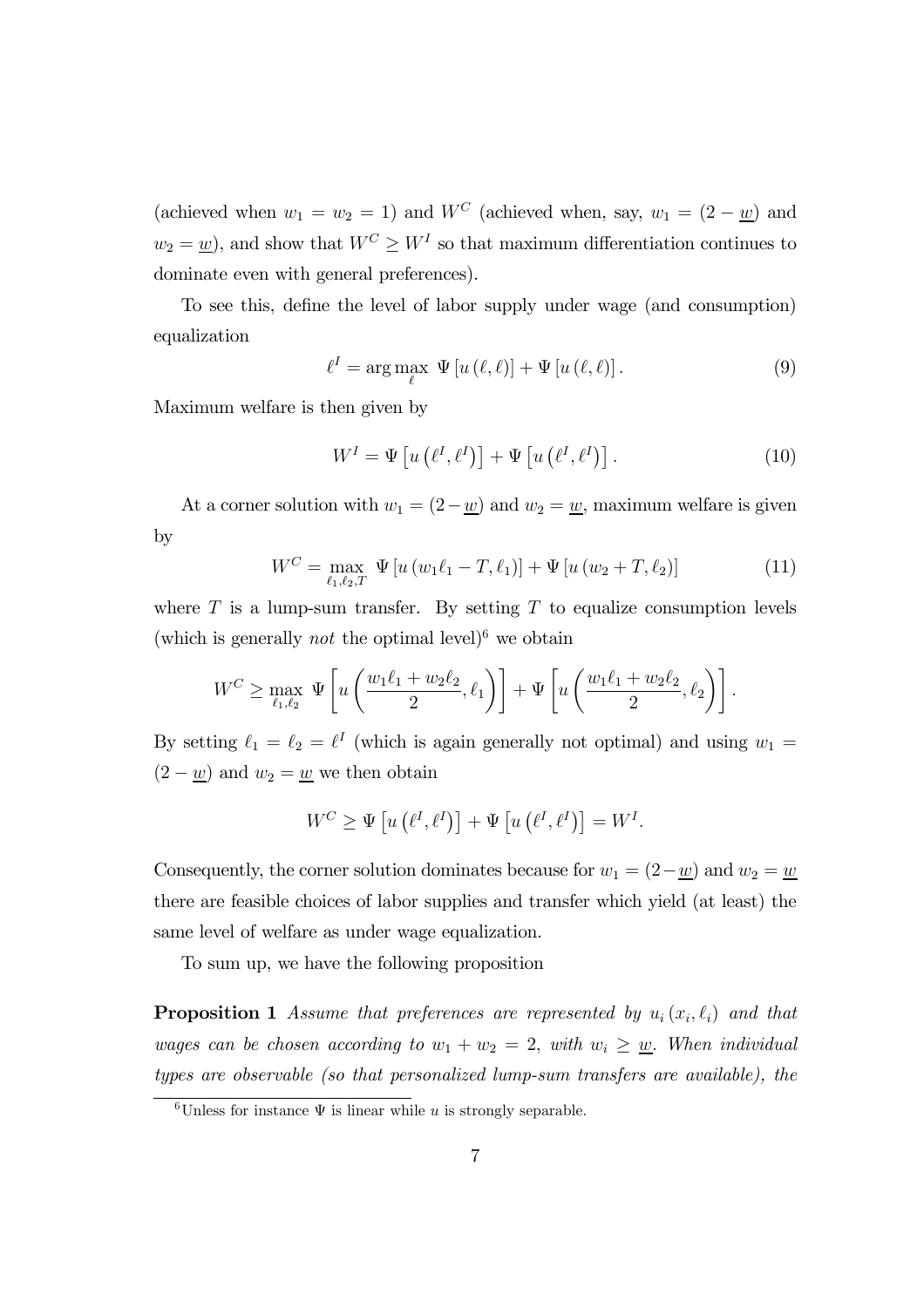(achieved when $w_1 = w_2 = 1$) and $W^C$ (achieved when, say, $w_1 = (2 - \underline{w})$ and $w_2 = \underline{w}$), and show that $W^C \geq W^I$ so that maximum differentiation continues to dominate even with general preferences).

To see this, define the level of labor supply under wage (and consumption) equalization

$$\ell^I = \arg\max_{\ell} \ \Psi\left[u\left(\ell, \ell\right)\right] + \Psi\left[u\left(\ell, \ell\right)\right]. \tag{9}$$

Maximum welfare is then given by

$$W^I = \Psi\left[u\left(\ell^I, \ell^I\right)\right] + \Psi\left[u\left(\ell^I, \ell^I\right)\right]. \tag{10}$$

At a corner solution with $w_1 = (2 - \underline{w})$ and $w_2 = \underline{w}$, maximum welfare is given by

$$W^C = \max_{\ell_1, \ell_2, T} \ \Psi\left[u\left(w_1 \ell_1 - T, \ell_1\right)\right] + \Psi\left[u\left(w_2 + T, \ell_2\right)\right] \tag{11}$$

where $T$ is a lump-sum transfer. By setting $T$ to equalize consumption levels (which is generally *not* the optimal level)[6] we obtain

$$W^C \geq \max_{\ell_1, \ell_2} \ \Psi\left[u\left(\frac{w_1 \ell_1 + w_2 \ell_2}{2}, \ell_1\right)\right] + \Psi\left[u\left(\frac{w_1 \ell_1 + w_2 \ell_2}{2}, \ell_2\right)\right].$$

By setting $\ell_1 = \ell_2 = \ell^I$ (which is again generally not optimal) and using $w_1 = (2 - \underline{w})$ and $w_2 = \underline{w}$ we then obtain

$$W^C \geq \Psi\left[u\left(\ell^I, \ell^I\right)\right] + \Psi\left[u\left(\ell^I, \ell^I\right)\right] = W^I.$$

Consequently, the corner solution dominates because for $w_1 = (2 - \underline{w})$ and $w_2 = \underline{w}$ there are feasible choices of labor supplies and transfer which yield (at least) the same level of welfare as under wage equalization.

To sum up, we have the following proposition

**Proposition 1** *Assume that preferences are represented by $u_i\left(x_i, \ell_i\right)$ and that wages can be chosen according to $w_1 + w_2 = 2$, with $w_i \geq \underline{w}$. When individual types are observable (so that personalized lump-sum transfers are available), the*

[6] Unless for instance $\Psi$ is linear while $u$ is strongly separable.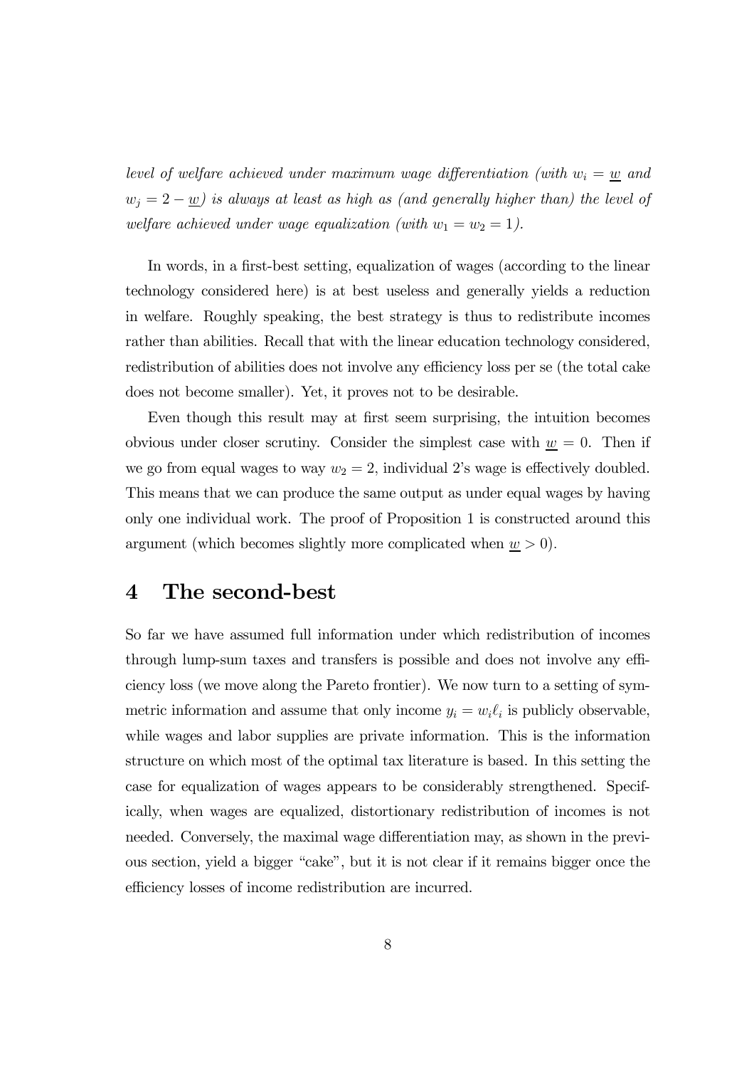*level of welfare achieved under maximum wage differentiation (with $w_i = \underline{w}$ and $w_j = 2 - \underline{w}$) is always at least as high as (and generally higher than) the level of welfare achieved under wage equalization (with $w_1 = w_2 = 1$).*

In words, in a first-best setting, equalization of wages (according to the linear technology considered here) is at best useless and generally yields a reduction in welfare. Roughly speaking, the best strategy is thus to redistribute incomes rather than abilities. Recall that with the linear education technology considered, redistribution of abilities does not involve any efficiency loss per se (the total cake does not become smaller). Yet, it proves not to be desirable.

Even though this result may at first seem surprising, the intuition becomes obvious under closer scrutiny. Consider the simplest case with $\underline{w} = 0$. Then if we go from equal wages to way $w_2 = 2$, individual 2's wage is effectively doubled. This means that we can produce the same output as under equal wages by having only one individual work. The proof of Proposition 1 is constructed around this argument (which becomes slightly more complicated when $\underline{w} > 0$).

# 4 The second-best

So far we have assumed full information under which redistribution of incomes through lump-sum taxes and transfers is possible and does not involve any efficiency loss (we move along the Pareto frontier). We now turn to a setting of symmetric information and assume that only income $y_i = w_i \ell_i$ is publicly observable, while wages and labor supplies are private information. This is the information structure on which most of the optimal tax literature is based. In this setting the case for equalization of wages appears to be considerably strengthened. Specifically, when wages are equalized, distortionary redistribution of incomes is not needed. Conversely, the maximal wage differentiation may, as shown in the previous section, yield a bigger "cake", but it is not clear if it remains bigger once the efficiency losses of income redistribution are incurred.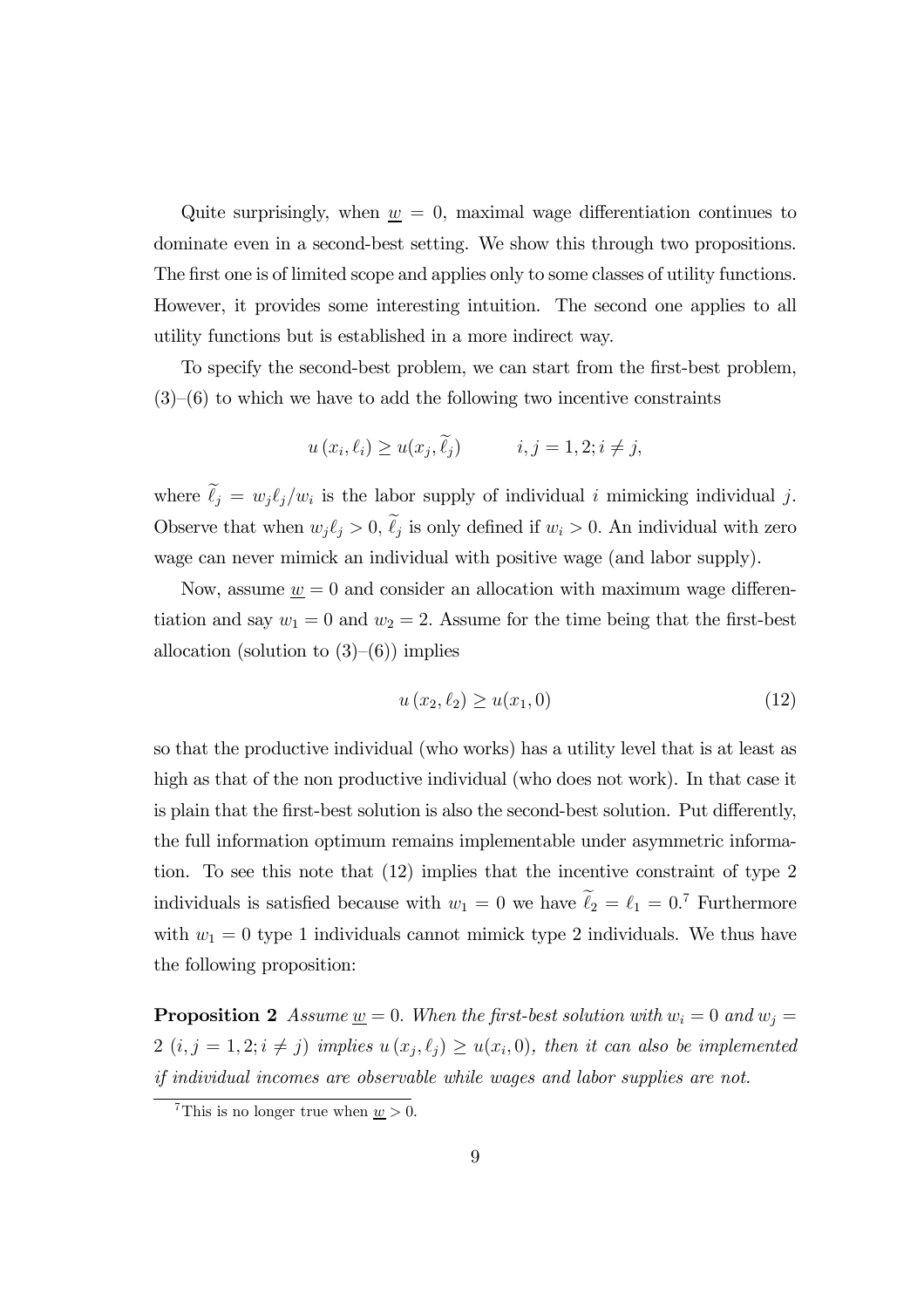Quite surprisingly, when $\underline{w} = 0$, maximal wage differentiation continues to dominate even in a second-best setting. We show this through two propositions. The first one is of limited scope and applies only to some classes of utility functions. However, it provides some interesting intuition. The second one applies to all utility functions but is established in a more indirect way.

To specify the second-best problem, we can start from the first-best problem, (3)–(6) to which we have to add the following two incentive constraints

$$u(x_i, \ell_i) \geq u(x_j, \widetilde{\ell}_j) \qquad i, j = 1, 2; i \neq j,$$

where $\widetilde{\ell}_j = w_j \ell_j / w_i$ is the labor supply of individual $i$ mimicking individual $j$. Observe that when $w_j \ell_j > 0$, $\widetilde{\ell}_j$ is only defined if $w_i > 0$. An individual with zero wage can never mimick an individual with positive wage (and labor supply).

Now, assume $\underline{w} = 0$ and consider an allocation with maximum wage differentiation and say $w_1 = 0$ and $w_2 = 2$. Assume for the time being that the first-best allocation (solution to (3)–(6)) implies

$$u(x_2, \ell_2) \geq u(x_1, 0) \tag{12}$$

so that the productive individual (who works) has a utility level that is at least as high as that of the non productive individual (who does not work). In that case it is plain that the first-best solution is also the second-best solution. Put differently, the full information optimum remains implementable under asymmetric information. To see this note that (12) implies that the incentive constraint of type 2 individuals is satisfied because with $w_1 = 0$ we have $\widetilde{\ell}_2 = \ell_1 = 0$.[7] Furthermore with $w_1 = 0$ type 1 individuals cannot mimick type 2 individuals. We thus have the following proposition:

**Proposition 2** *Assume $\underline{w} = 0$. When the first-best solution with $w_i = 0$ and $w_j = 2$ $(i, j = 1, 2; i \neq j)$ implies $u(x_j, \ell_j) \geq u(x_i, 0)$, then it can also be implemented if individual incomes are observable while wages and labor supplies are not.*

[7] This is no longer true when $\underline{w} > 0$.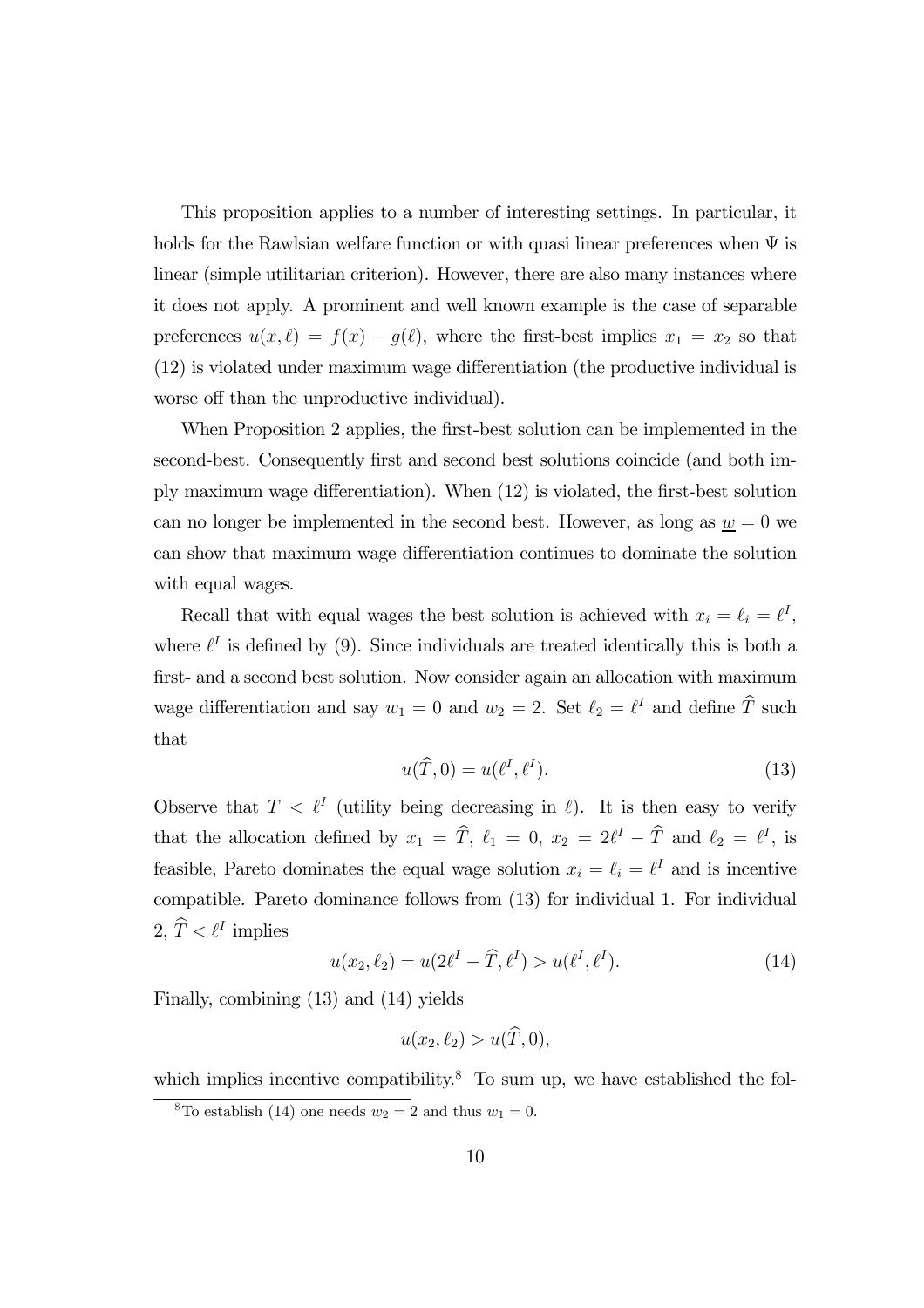This proposition applies to a number of interesting settings. In particular, it holds for the Rawlsian welfare function or with quasi linear preferences when $\Psi$ is linear (simple utilitarian criterion). However, there are also many instances where it does not apply. A prominent and well known example is the case of separable preferences $u(x, \ell) = f(x) - g(\ell)$, where the first-best implies $x_1 = x_2$ so that (12) is violated under maximum wage differentiation (the productive individual is worse off than the unproductive individual).

When Proposition 2 applies, the first-best solution can be implemented in the second-best. Consequently first and second best solutions coincide (and both imply maximum wage differentiation). When (12) is violated, the first-best solution can no longer be implemented in the second best. However, as long as $\underline{w} = 0$ we can show that maximum wage differentiation continues to dominate the solution with equal wages.

Recall that with equal wages the best solution is achieved with $x_i = \ell_i = \ell^I$, where $\ell^I$ is defined by (9). Since individuals are treated identically this is both a first- and a second best solution. Now consider again an allocation with maximum wage differentiation and say $w_1 = 0$ and $w_2 = 2$. Set $\ell_2 = \ell^I$ and define $\widehat{T}$ such that

$$u(\widehat{T}, 0) = u(\ell^I, \ell^I). \tag{13}$$

Observe that $T < \ell^I$ (utility being decreasing in $\ell$). It is then easy to verify that the allocation defined by $x_1 = \widehat{T}$, $\ell_1 = 0$, $x_2 = 2\ell^I - \widehat{T}$ and $\ell_2 = \ell^I$, is feasible, Pareto dominates the equal wage solution $x_i = \ell_i = \ell^I$ and is incentive compatible. Pareto dominance follows from (13) for individual 1. For individual 2, $\widehat{T} < \ell^I$ implies

$$u(x_2, \ell_2) = u(2\ell^I - \widehat{T}, \ell^I) > u(\ell^I, \ell^I). \tag{14}$$

Finally, combining (13) and (14) yields

$$u(x_2, \ell_2) > u(\widehat{T}, 0),$$

which implies incentive compatibility.[8] To sum up, we have established the fol-

[8] To establish (14) one needs $w_2 = 2$ and thus $w_1 = 0$.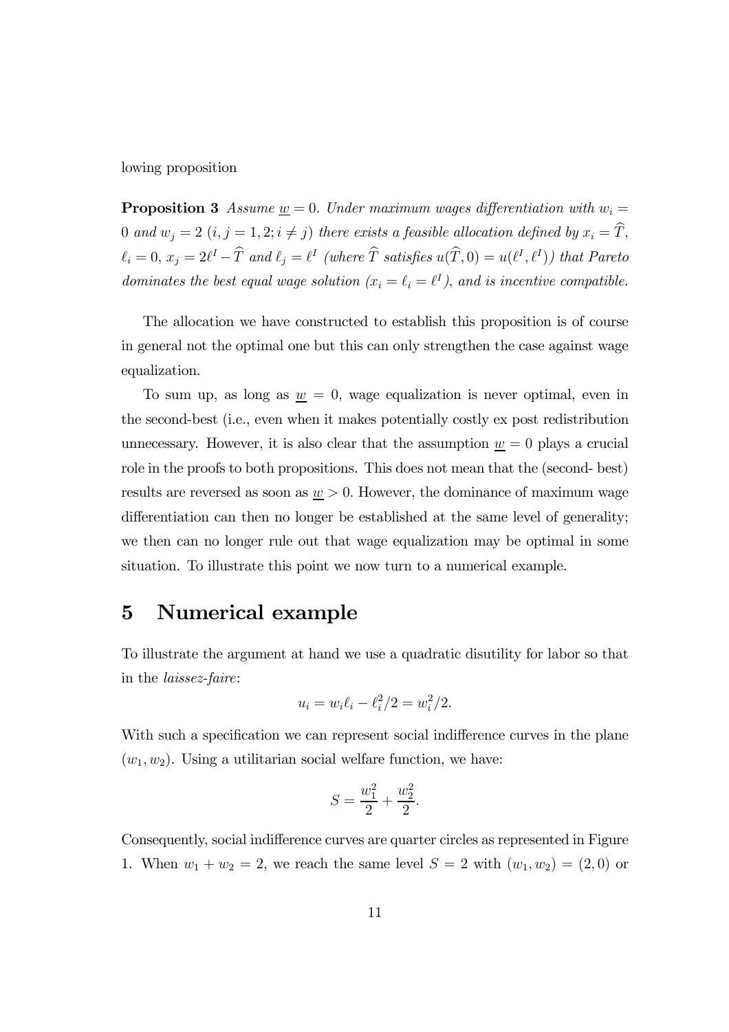lowing proposition

**Proposition 3** *Assume $\underline{w} = 0$. Under maximum wages differentiation with $w_i = 0$ and $w_j = 2$ $(i, j = 1, 2; i \neq j)$ there exists a feasible allocation defined by $x_i = \widehat{T}$, $\ell_i = 0$, $x_j = 2\ell^I - \widehat{T}$ and $\ell_j = \ell^I$ (where $\widehat{T}$ satisfies $u(\widehat{T}, 0) = u(\ell^I, \ell^I)$) that Pareto dominates the best equal wage solution ($x_i = \ell_i = \ell^I$), and is incentive compatible.*

The allocation we have constructed to establish this proposition is of course in general not the optimal one but this can only strengthen the case against wage equalization.

To sum up, as long as $\underline{w} = 0$, wage equalization is never optimal, even in the second-best (i.e., even when it makes potentially costly ex post redistribution unnecessary. However, it is also clear that the assumption $\underline{w} = 0$ plays a crucial role in the proofs to both propositions. This does not mean that the (second- best) results are reversed as soon as $\underline{w} > 0$. However, the dominance of maximum wage differentiation can then no longer be established at the same level of generality; we then can no longer rule out that wage equalization may be optimal in some situation. To illustrate this point we now turn to a numerical example.

# 5 Numerical example

To illustrate the argument at hand we use a quadratic disutility for labor so that in the *laissez-faire*:

$$u_i = w_i \ell_i - \ell_i^2/2 = w_i^2/2.$$

With such a specification we can represent social indifference curves in the plane $(w_1, w_2)$. Using a utilitarian social welfare function, we have:

$$S = \frac{w_1^2}{2} + \frac{w_2^2}{2}.$$

Consequently, social indifference curves are quarter circles as represented in Figure 1. When $w_1 + w_2 = 2$, we reach the same level $S = 2$ with $(w_1, w_2) = (2, 0)$ or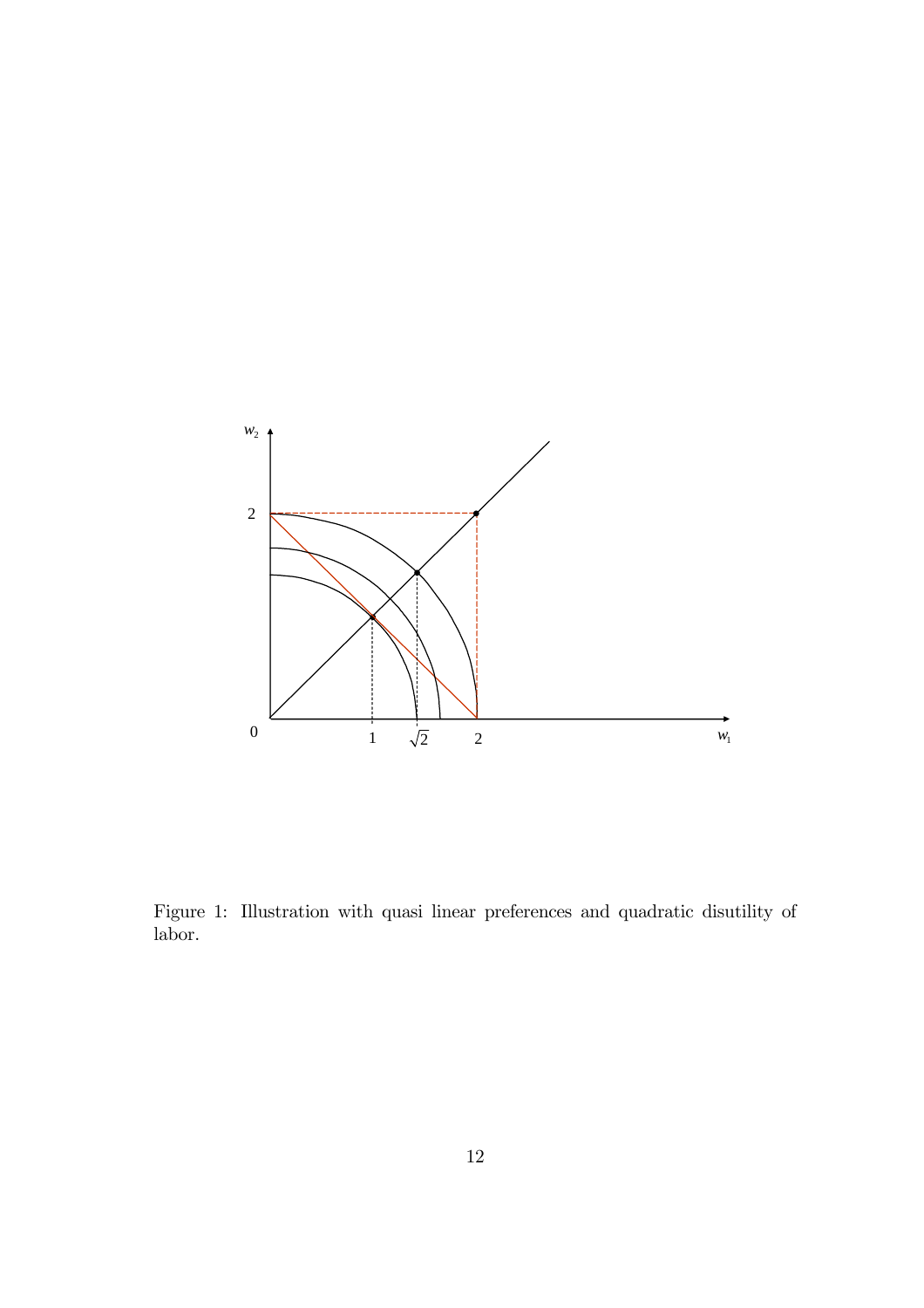Figure 1: Illustration with quasi linear preferences and quadratic disutility of labor.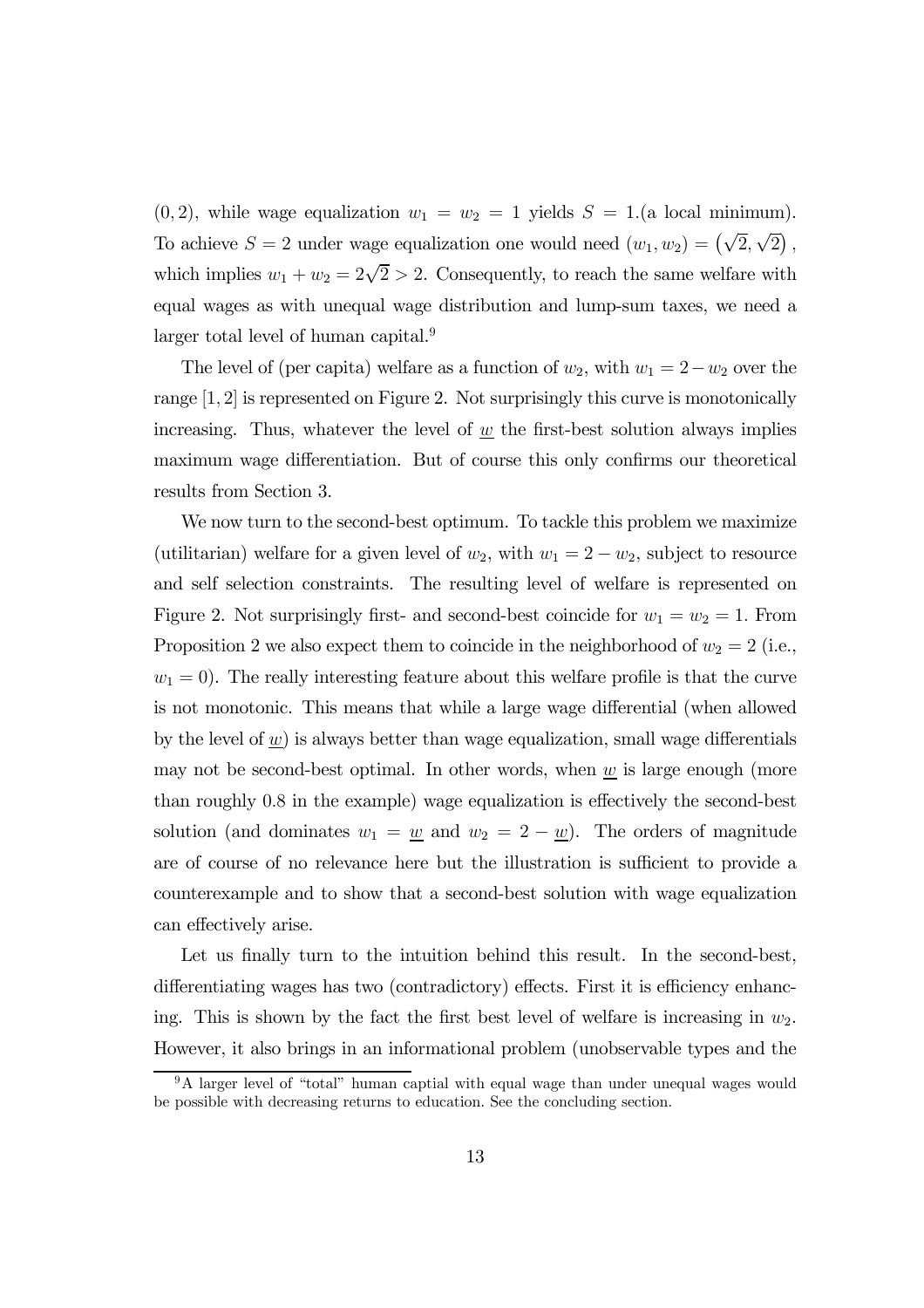$(0, 2)$, while wage equalization $w_1 = w_2 = 1$ yields $S = 1$.(a local minimum). To achieve $S = 2$ under wage equalization one would need $(w_1, w_2) = \left(\sqrt{2}, \sqrt{2}\right)$, which implies $w_1 + w_2 = 2\sqrt{2} > 2$. Consequently, to reach the same welfare with equal wages as with unequal wage distribution and lump-sum taxes, we need a larger total level of human capital.[9]

The level of (per capita) welfare as a function of $w_2$, with $w_1 = 2 - w_2$ over the range $[1, 2]$ is represented on Figure 2. Not surprisingly this curve is monotonically increasing. Thus, whatever the level of $\underline{w}$ the first-best solution always implies maximum wage differentiation. But of course this only confirms our theoretical results from Section 3.

We now turn to the second-best optimum. To tackle this problem we maximize (utilitarian) welfare for a given level of $w_2$, with $w_1 = 2 - w_2$, subject to resource and self selection constraints. The resulting level of welfare is represented on Figure 2. Not surprisingly first- and second-best coincide for $w_1 = w_2 = 1$. From Proposition 2 we also expect them to coincide in the neighborhood of $w_2 = 2$ (i.e., $w_1 = 0$). The really interesting feature about this welfare profile is that the curve is not monotonic. This means that while a large wage differential (when allowed by the level of $\underline{w}$) is always better than wage equalization, small wage differentials may not be second-best optimal. In other words, when $\underline{w}$ is large enough (more than roughly 0.8 in the example) wage equalization is effectively the second-best solution (and dominates $w_1 = \underline{w}$ and $w_2 = 2 - \underline{w}$). The orders of magnitude are of course of no relevance here but the illustration is sufficient to provide a counterexample and to show that a second-best solution with wage equalization can effectively arise.

Let us finally turn to the intuition behind this result. In the second-best, differentiating wages has two (contradictory) effects. First it is efficiency enhancing. This is shown by the fact the first best level of welfare is increasing in $w_2$. However, it also brings in an informational problem (unobservable types and the

[9] A larger level of "total" human captial with equal wage than under unequal wages would be possible with decreasing returns to education. See the concluding section.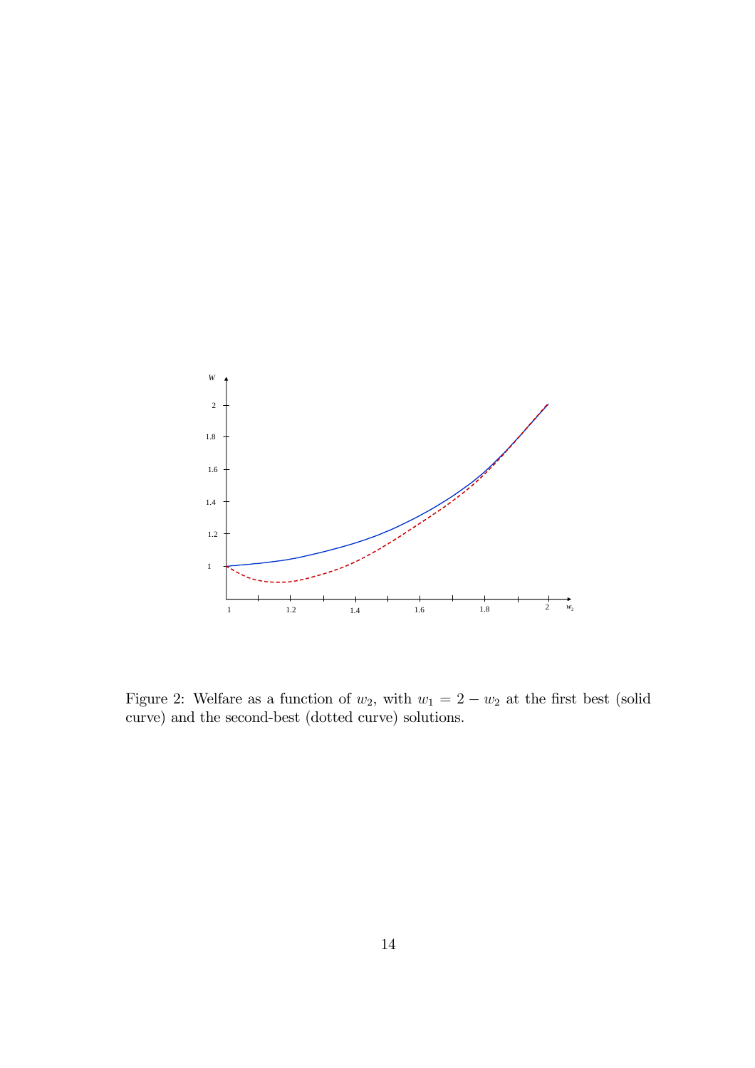Figure 2: Welfare as a function of $w_2$, with $w_1 = 2 - w_2$ at the first best (solid curve) and the second-best (dotted curve) solutions.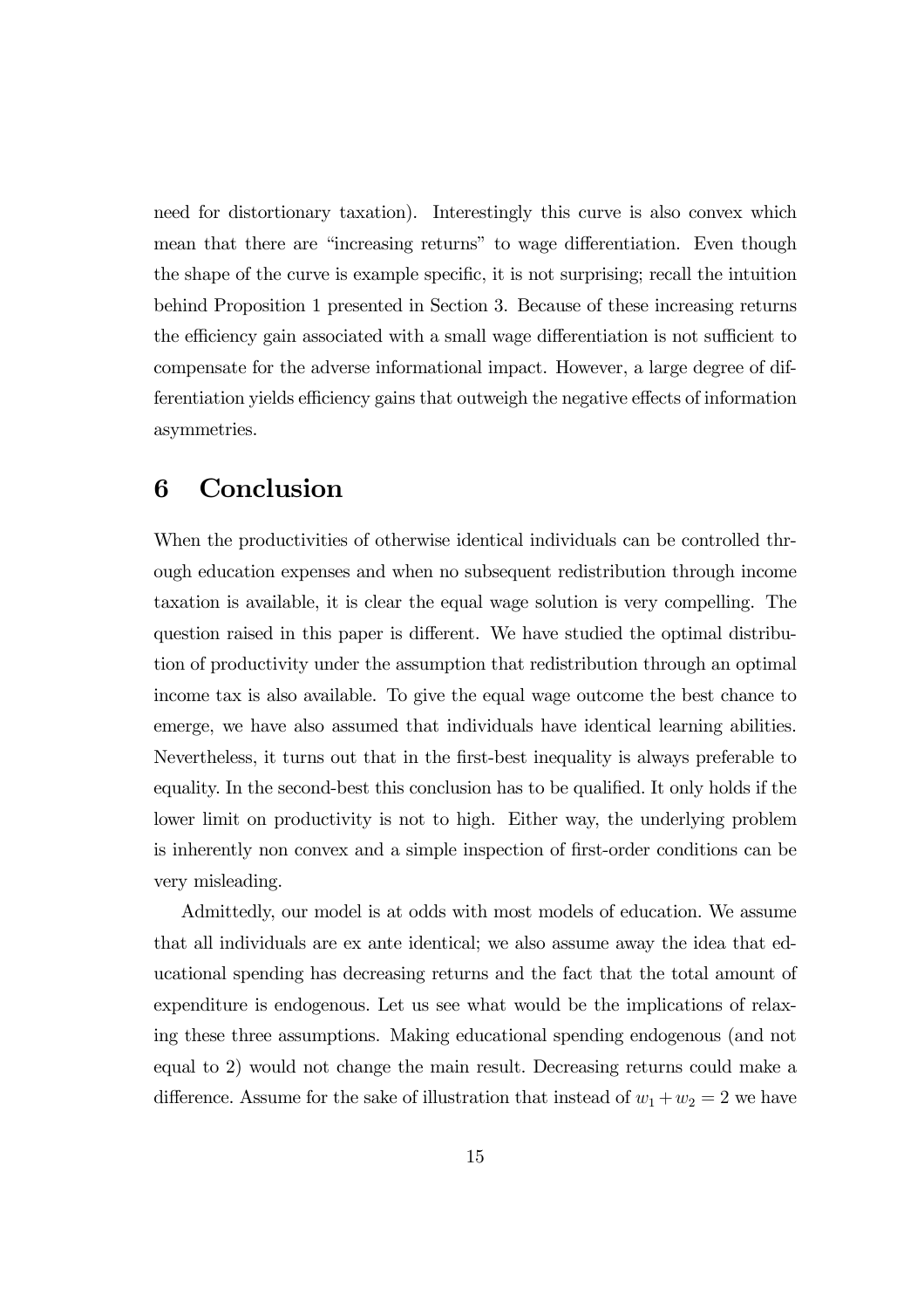need for distortionary taxation). Interestingly this curve is also convex which mean that there are "increasing returns" to wage differentiation. Even though the shape of the curve is example specific, it is not surprising; recall the intuition behind Proposition 1 presented in Section 3. Because of these increasing returns the efficiency gain associated with a small wage differentiation is not sufficient to compensate for the adverse informational impact. However, a large degree of differentiation yields efficiency gains that outweigh the negative effects of information asymmetries.

# 6 Conclusion

When the productivities of otherwise identical individuals can be controlled through education expenses and when no subsequent redistribution through income taxation is available, it is clear the equal wage solution is very compelling. The question raised in this paper is different. We have studied the optimal distribution of productivity under the assumption that redistribution through an optimal income tax is also available. To give the equal wage outcome the best chance to emerge, we have also assumed that individuals have identical learning abilities. Nevertheless, it turns out that in the first-best inequality is always preferable to equality. In the second-best this conclusion has to be qualified. It only holds if the lower limit on productivity is not to high. Either way, the underlying problem is inherently non convex and a simple inspection of first-order conditions can be very misleading.

Admittedly, our model is at odds with most models of education. We assume that all individuals are ex ante identical; we also assume away the idea that educational spending has decreasing returns and the fact that the total amount of expenditure is endogenous. Let us see what would be the implications of relaxing these three assumptions. Making educational spending endogenous (and not equal to 2) would not change the main result. Decreasing returns could make a difference. Assume for the sake of illustration that instead of $w_1 + w_2 = 2$ we have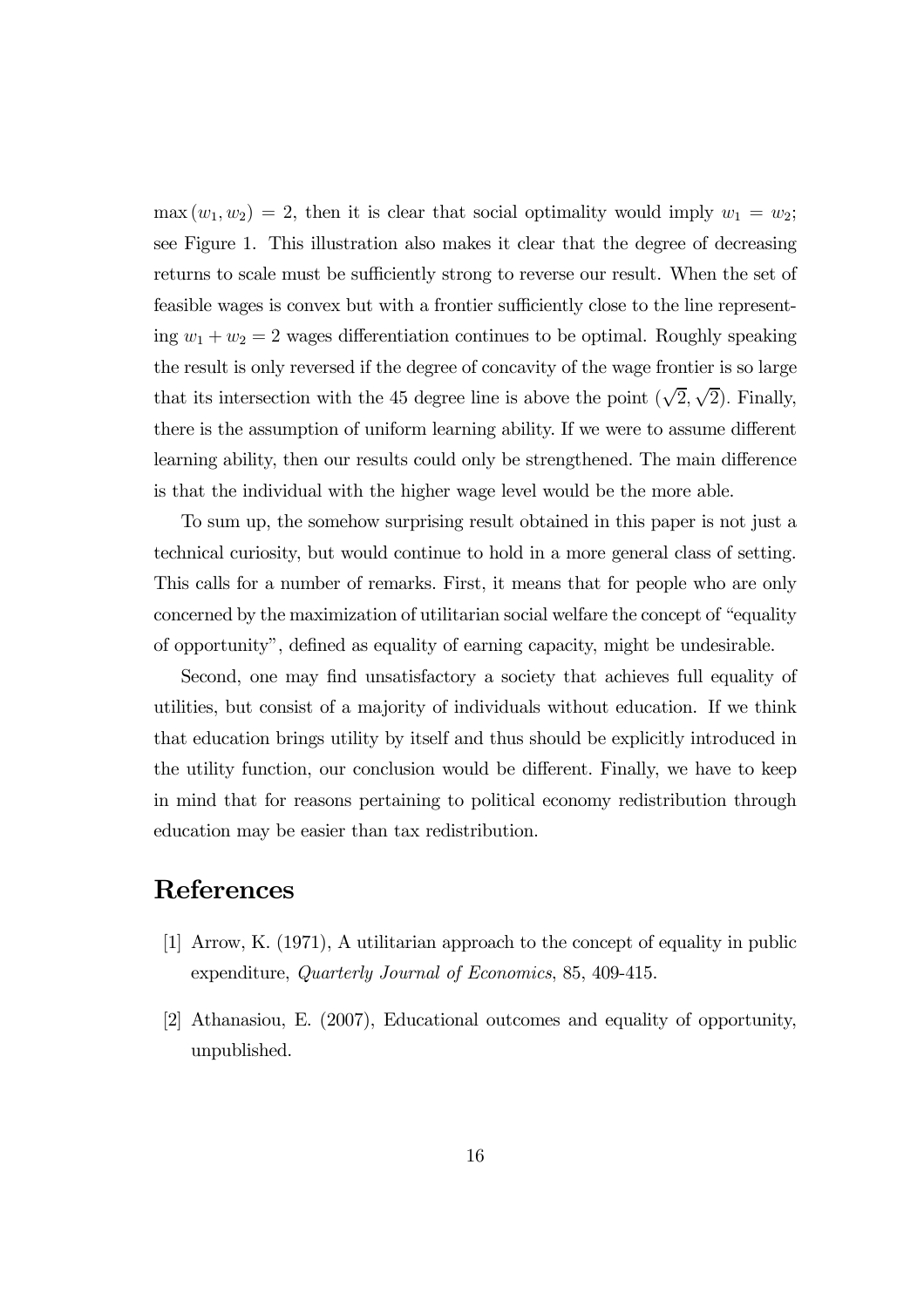$\max(w_1, w_2) = 2$, then it is clear that social optimality would imply $w_1 = w_2$; see Figure 1. This illustration also makes it clear that the degree of decreasing returns to scale must be sufficiently strong to reverse our result. When the set of feasible wages is convex but with a frontier sufficiently close to the line representing $w_1 + w_2 = 2$ wages differentiation continues to be optimal. Roughly speaking the result is only reversed if the degree of concavity of the wage frontier is so large that its intersection with the 45 degree line is above the point $(\sqrt{2}, \sqrt{2})$. Finally, there is the assumption of uniform learning ability. If we were to assume different learning ability, then our results could only be strengthened. The main difference is that the individual with the higher wage level would be the more able.

To sum up, the somehow surprising result obtained in this paper is not just a technical curiosity, but would continue to hold in a more general class of setting. This calls for a number of remarks. First, it means that for people who are only concerned by the maximization of utilitarian social welfare the concept of "equality of opportunity", defined as equality of earning capacity, might be undesirable.

Second, one may find unsatisfactory a society that achieves full equality of utilities, but consist of a majority of individuals without education. If we think that education brings utility by itself and thus should be explicitly introduced in the utility function, our conclusion would be different. Finally, we have to keep in mind that for reasons pertaining to political economy redistribution through education may be easier than tax redistribution.

# References

[1] Arrow, K. (1971), A utilitarian approach to the concept of equality in public expenditure, *Quarterly Journal of Economics*, 85, 409-415.

[2] Athanasiou, E. (2007), Educational outcomes and equality of opportunity, unpublished.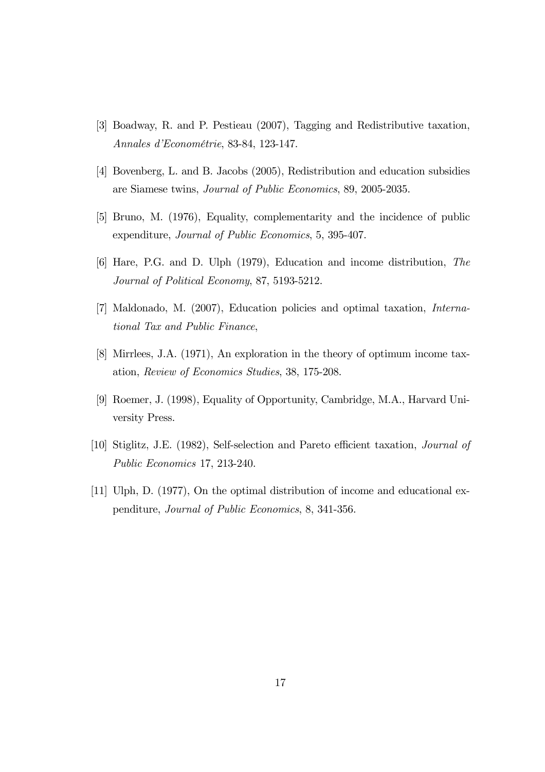[3] Boadway, R. and P. Pestieau (2007), Tagging and Redistributive taxation, *Annales d'Económétrie*, 83-84, 123-147.

[4] Bovenberg, L. and B. Jacobs (2005), Redistribution and education subsidies are Siamese twins, *Journal of Public Economics*, 89, 2005-2035.

[5] Bruno, M. (1976), Equality, complementarity and the incidence of public expenditure, *Journal of Public Economics*, 5, 395-407.

[6] Hare, P.G. and D. Ulph (1979), Education and income distribution, *The Journal of Political Economy*, 87, 5193-5212.

[7] Maldonado, M. (2007), Education policies and optimal taxation, *International Tax and Public Finance*,

[8] Mirrlees, J.A. (1971), An exploration in the theory of optimum income taxation, *Review of Economics Studies*, 38, 175-208.

[9] Roemer, J. (1998), Equality of Opportunity, Cambridge, M.A., Harvard University Press.

[10] Stiglitz, J.E. (1982), Self-selection and Pareto efficient taxation, *Journal of Public Economics* 17, 213-240.

[11] Ulph, D. (1977), On the optimal distribution of income and educational expenditure, *Journal of Public Economics*, 8, 341-356.